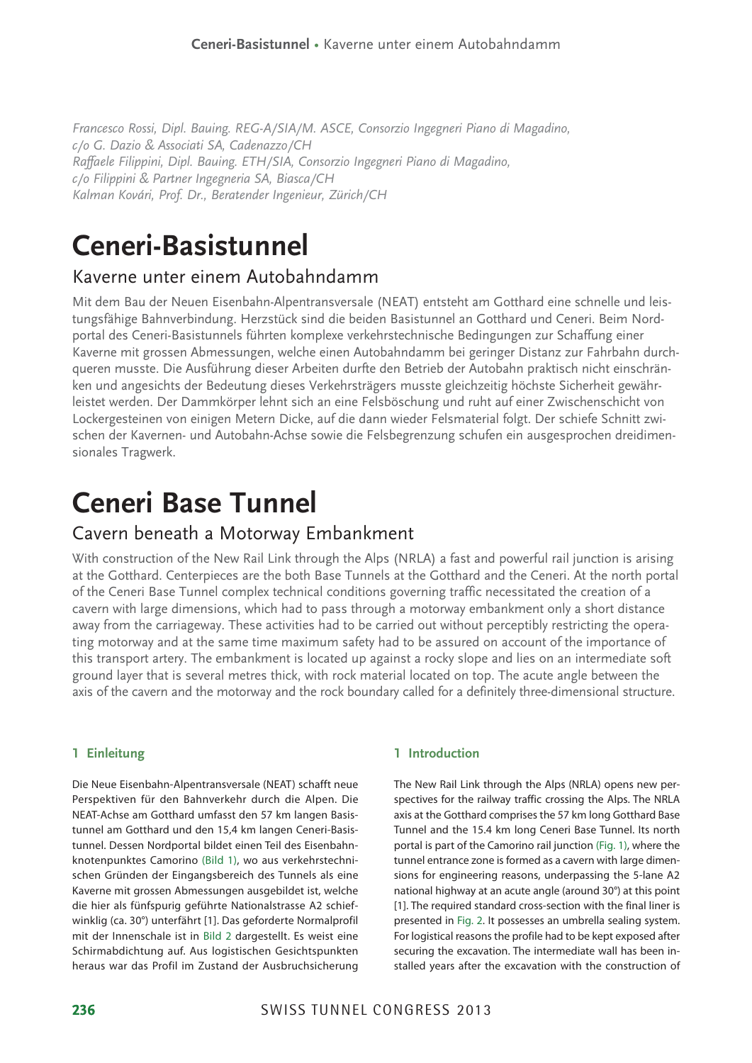*Francesco Rossi, Dipl. Bauing. REG-A/SIA/M. ASCE, Consorzio Ingegneri Piano di Magadino, c/o G. Dazio & Associati SA, Cadenazzo/CH*
*Raffaele Filippini, Dipl. Bauing. ETH/SIA, Consorzio Ingegneri Piano di Magadino, c/o Filippini & Partner Ingegneria SA, Biasca/CH*
*Kalman Kovári, Prof. Dr., Beratender Ingenieur, Zürich/CH*

# Ceneri-Basistunnel

## Kaverne unter einem Autobahndamm

Mit dem Bau der Neuen Eisenbahn-Alpentransversale (NEAT) entsteht am Gotthard eine schnelle und leistungsfähige Bahnverbindung. Herzstück sind die beiden Basistunnel an Gotthard und Ceneri. Beim Nordportal des Ceneri-Basistunnels führten komplexe verkehrstechnische Bedingungen zur Schaffung einer Kaverne mit grossen Abmessungen, welche einen Autobahndamm bei geringer Distanz zur Fahrbahn durchqueren musste. Die Ausführung dieser Arbeiten durfte den Betrieb der Autobahn praktisch nicht einschränken und angesichts der Bedeutung dieses Verkehrsträgers musste gleichzeitig höchste Sicherheit gewährleistet werden. Der Dammkörper lehnt sich an eine Felsböschung und ruht auf einer Zwischenschicht von Lockergesteinen von einigen Metern Dicke, auf die dann wieder Felsmaterial folgt. Der schiefe Schnitt zwischen der Kavernen- und Autobahn-Achse sowie die Felsbegrenzung schufen ein ausgesprochen dreidimensionales Tragwerk.

# Ceneri Base Tunnel

## Cavern beneath a Motorway Embankment

With construction of the New Rail Link through the Alps (NRLA) a fast and powerful rail junction is arising at the Gotthard. Centerpieces are the both Base Tunnels at the Gotthard and the Ceneri. At the north portal of the Ceneri Base Tunnel complex technical conditions governing traffic necessitated the creation of a cavern with large dimensions, which had to pass through a motorway embankment only a short distance away from the carriageway. These activities had to be carried out without perceptibly restricting the operating motorway and at the same time maximum safety had to be assured on account of the importance of this transport artery. The embankment is located up against a rocky slope and lies on an intermediate soft ground layer that is several metres thick, with rock material located on top. The acute angle between the axis of the cavern and the motorway and the rock boundary called for a definitely three-dimensional structure.

### 1 Einleitung

Die Neue Eisenbahn-Alpentransversale (NEAT) schafft neue Perspektiven für den Bahnverkehr durch die Alpen. Die NEAT-Achse am Gotthard umfasst den 57 km langen Basistunnel am Gotthard und den 15,4 km langen Ceneri-Basistunnel. Dessen Nordportal bildet einen Teil des Eisenbahnknotenpunktes Camorino (Bild 1), wo aus verkehrstechnischen Gründen der Eingangsbereich des Tunnels als eine Kaverne mit grossen Abmessungen ausgebildet ist, welche die hier als fünfspurig geführte Nationalstrasse A2 schiefwinklig (ca. 30°) unterfährt [1]. Das geforderte Normalprofil mit der Innenschale ist in Bild 2 dargestellt. Es weist eine Schirmabdichtung auf. Aus logistischen Gesichtspunkten heraus war das Profil im Zustand der Ausbruchsicherung

### 1 Introduction

The New Rail Link through the Alps (NRLA) opens new perspectives for the railway traffic crossing the Alps. The NRLA axis at the Gotthard comprises the 57 km long Gotthard Base Tunnel and the 15.4 km long Ceneri Base Tunnel. Its north portal is part of the Camorino rail junction (Fig. 1), where the tunnel entrance zone is formed as a cavern with large dimensions for engineering reasons, underpassing the 5-lane A2 national highway at an acute angle (around 30°) at this point [1]. The required standard cross-section with the final liner is presented in Fig. 2. It possesses an umbrella sealing system. For logistical reasons the profile had to be kept exposed after securing the excavation. The intermediate wall has been installed years after the excavation with the construction of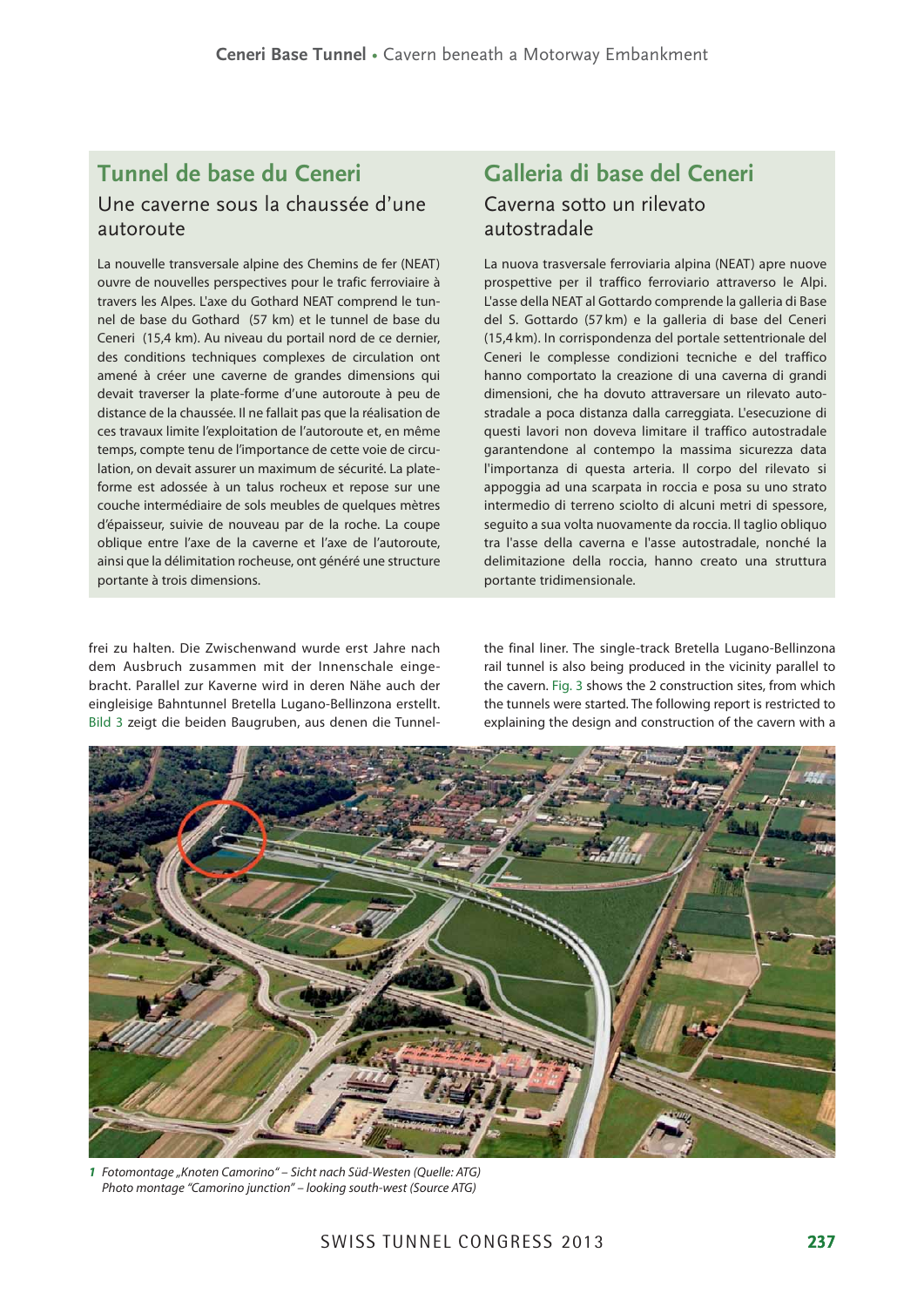## Tunnel de base du Ceneri

### Une caverne sous la chaussée d'une autoroute

La nouvelle transversale alpine des Chemins de fer (NEAT) ouvre de nouvelles perspectives pour le trafic ferroviaire à travers les Alpes. L'axe du Gothard NEAT comprend le tunnel de base du Gothard (57 km) et le tunnel de base du Ceneri (15,4 km). Au niveau du portail nord de ce dernier, des conditions techniques complexes de circulation ont amené à créer une caverne de grandes dimensions qui devait traverser la plate-forme d'une autoroute à peu de distance de la chaussée. Il ne fallait pas que la réalisation de ces travaux limite l'exploitation de l'autoroute et, en même temps, compte tenu de l'importance de cette voie de circulation, on devait assurer un maximum de sécurité. La plate-forme est adossée à un talus rocheux et repose sur une couche intermédiaire de sols meubles de quelques mètres d'épaisseur, suivie de nouveau par de la roche. La coupe oblique entre l'axe de la caverne et l'axe de l'autoroute, ainsi que la délimitation rocheuse, ont généré une structure portante à trois dimensions.

## Galleria di base del Ceneri

### Caverna sotto un rilevato autostradale

La nuova trasversale ferroviaria alpina (NEAT) apre nuove prospettive per il traffico ferroviario attraverso le Alpi. L'asse della NEAT al Gottardo comprende la galleria di Base del S. Gottardo (57 km) e la galleria di base del Ceneri (15,4 km). In corrispondenza del portale settentrionale del Ceneri le complesse condizioni tecniche e del traffico hanno comportato la creazione di una caverna di grandi dimensioni, che ha dovuto attraversare un rilevato autostradale a poca distanza dalla carreggiata. L'esecuzione di questi lavori non doveva limitare il traffico autostradale garantendone al contempo la massima sicurezza data l'importanza di questa arteria. Il corpo del rilevato si appoggia ad una scarpata in roccia e posa su uno strato intermedio di terreno sciolto di alcuni metri di spessore, seguito a sua volta nuovamente da roccia. Il taglio obliquo tra l'asse della caverna e l'asse autostradale, nonché la delimitazione della roccia, hanno creato una struttura portante tridimensionale.

frei zu halten. Die Zwischenwand wurde erst Jahre nach dem Ausbruch zusammen mit der Innenschale eingebracht. Parallel zur Kaverne wird in deren Nähe auch der eingleisige Bahntunnel Bretella Lugano-Bellinzona erstellt. Bild 3 zeigt die beiden Baugruben, aus denen die Tunnel-

the final liner. The single-track Bretella Lugano-Bellinzona rail tunnel is also being produced in the vicinity parallel to the cavern. Fig. 3 shows the 2 construction sites, from which the tunnels were started. The following report is restricted to explaining the design and construction of the cavern with a

**1** *Fotomontage „Knoten Camorino" – Sicht nach Süd-Westen (Quelle: ATG)*
*Photo montage "Camorino junction" – looking south-west (Source ATG)*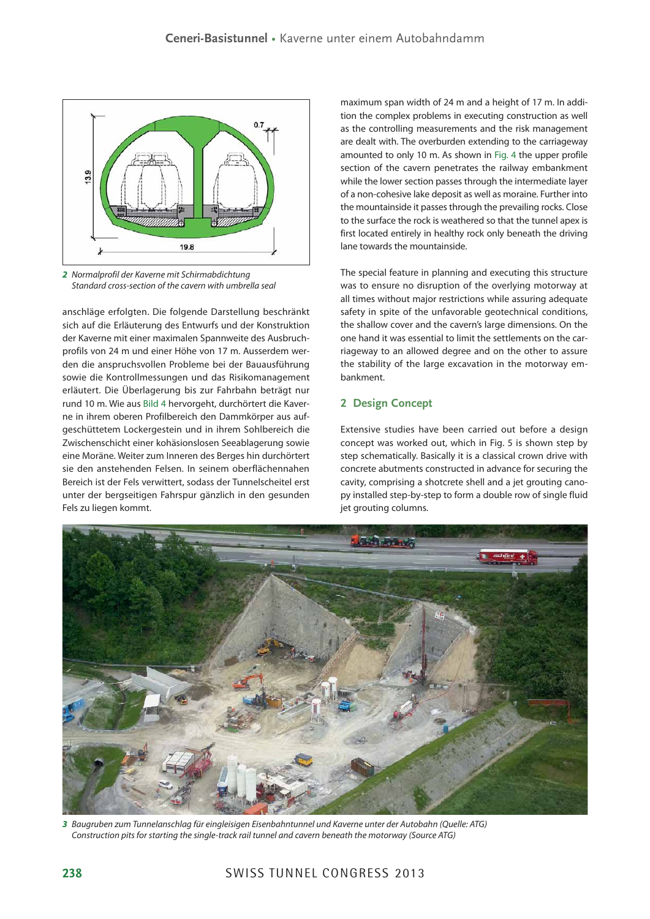*2 Normalprofil der Kaverne mit Schirmabdichtung*
*Standard cross-section of the cavern with umbrella seal*

anschläge erfolgten. Die folgende Darstellung beschränkt sich auf die Erläuterung des Entwurfs und der Konstruktion der Kaverne mit einer maximalen Spannweite des Ausbruchprofils von 24 m und einer Höhe von 17 m. Ausserdem werden die anspruchsvollen Probleme bei der Bauausführung sowie die Kontrollmessungen und das Risikomanagement erläutert. Die Überlagerung bis zur Fahrbahn beträgt nur rund 10 m. Wie aus Bild 4 hervorgeht, durchörtert die Kaverne in ihrem oberen Profilbereich den Dammkörper aus aufgeschüttetem Lockergestein und in ihrem Sohlbereich die Zwischenschicht einer kohäsionslosen Seeablagerung sowie eine Moräne. Weiter zum Inneren des Berges hin durchörtert sie den anstehenden Felsen. In seinem oberflächennahen Bereich ist der Fels verwittert, sodass der Tunnelscheitel erst unter der bergseitigen Fahrspur gänzlich in den gesunden Fels zu liegen kommt.

maximum span width of 24 m and a height of 17 m. In addition the complex problems in executing construction as well as the controlling measurements and the risk management are dealt with. The overburden extending to the carriageway amounted to only 10 m. As shown in Fig. 4 the upper profile section of the cavern penetrates the railway embankment while the lower section passes through the intermediate layer of a non-cohesive lake deposit as well as moraine. Further into the mountainside it passes through the prevailing rocks. Close to the surface the rock is weathered so that the tunnel apex is first located entirely in healthy rock only beneath the driving lane towards the mountainside.

The special feature in planning and executing this structure was to ensure no disruption of the overlying motorway at all times without major restrictions while assuring adequate safety in spite of the unfavorable geotechnical conditions, the shallow cover and the cavern's large dimensions. On the one hand it was essential to limit the settlements on the carriageway to an allowed degree and on the other to assure the stability of the large excavation in the motorway embankment.

## 2 Design Concept

Extensive studies have been carried out before a design concept was worked out, which in Fig. 5 is shown step by step schematically. Basically it is a classical crown drive with concrete abutments constructed in advance for securing the cavity, comprising a shotcrete shell and a jet grouting canopy installed step-by-step to form a double row of single fluid jet grouting columns.

*3 Baugruben zum Tunnelanschlag für eingleisigen Eisenbahntunnel und Kaverne unter der Autobahn (Quelle: ATG)*
*Construction pits for starting the single-track rail tunnel and cavern beneath the motorway (Source ATG)*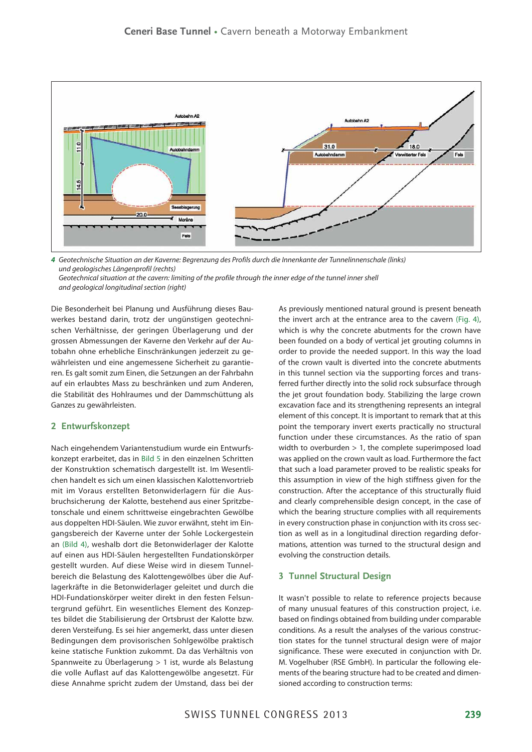**4** *Geotechnische Situation an der Kaverne: Begrenzung des Profils durch die Innenkante der Tunnelinnenschale (links) und geologisches Längenprofil (rechts)*
*Geotechnical situation at the cavern: limiting of the profile through the inner edge of the tunnel inner shell and geological longitudinal section (right)*

Die Besonderheit bei Planung und Ausführung dieses Bauwerkes bestand darin, trotz der ungünstigen geotechnischen Verhältnisse, der geringen Überlagerung und der grossen Abmessungen der Kaverne den Verkehr auf der Autobahn ohne erhebliche Einschränkungen jederzeit zu gewährleisten und eine angemessene Sicherheit zu garantieren. Es galt somit zum Einen, die Setzungen an der Fahrbahn auf ein erlaubtes Mass zu beschränken und zum Anderen, die Stabilität des Hohlraumes und der Dammschüttung als Ganzes zu gewährleisten.

## 2 Entwurfskonzept

Nach eingehendem Variantenstudium wurde ein Entwurfskonzept erarbeitet, das in Bild 5 in den einzelnen Schritten der Konstruktion schematisch dargestellt ist. Im Wesentlichen handelt es sich um einen klassischen Kalottenvortrieb mit im Voraus erstellten Betonwiderlagern für die Ausbruchsicherung der Kalotte, bestehend aus einer Spritzbetonschale und einem schrittweise eingebrachten Gewölbe aus doppelten HDI-Säulen. Wie zuvor erwähnt, steht im Eingangsbereich der Kaverne unter der Sohle Lockergestein an (Bild 4), weshalb dort die Betonwiderlager der Kalotte auf einen aus HDI-Säulen hergestellten Fundationskörper gestellt wurden. Auf diese Weise wird in diesem Tunnelbereich die Belastung des Kalottengewölbes über die Auflagerkräfte in die Betonwiderlager geleitet und durch die HDI-Fundationskörper weiter direkt in den festen Felsuntergrund geführt. Ein wesentliches Element des Konzeptes bildet die Stabilisierung der Ortsbrust der Kalotte bzw. deren Versteifung. Es sei hier angemerkt, dass unter diesen Bedingungen dem provisorischen Sohlgewölbe praktisch keine statische Funktion zukommt. Da das Verhältnis von Spannweite zu Überlagerung > 1 ist, wurde als Belastung die volle Auflast auf das Kalottengewölbe angesetzt. Für diese Annahme spricht zudem der Umstand, dass bei der

As previously mentioned natural ground is present beneath the invert arch at the entrance area to the cavern (Fig. 4), which is why the concrete abutments for the crown have been founded on a body of vertical jet grouting columns in order to provide the needed support. In this way the load of the crown vault is diverted into the concrete abutments in this tunnel section via the supporting forces and transferred further directly into the solid rock subsurface through the jet grout foundation body. Stabilizing the large crown excavation face and its strengthening represents an integral element of this concept. It is important to remark that at this point the temporary invert exerts practically no structural function under these circumstances. As the ratio of span width to overburden > 1, the complete superimposed load was applied on the crown vault as load. Furthermore the fact that such a load parameter proved to be realistic speaks for this assumption in view of the high stiffness given for the construction. After the acceptance of this structurally fluid and clearly comprehensible design concept, in the case of which the bearing structure complies with all requirements in every construction phase in conjunction with its cross section as well as in a longitudinal direction regarding deformations, attention was turned to the structural design and evolving the construction details.

## 3 Tunnel Structural Design

It wasn't possible to relate to reference projects because of many unusual features of this construction project, i.e. based on findings obtained from building under comparable conditions. As a result the analyses of the various construction states for the tunnel structural design were of major significance. These were executed in conjunction with Dr. M. Vogelhuber (RSE GmbH). In particular the following elements of the bearing structure had to be created and dimensioned according to construction terms: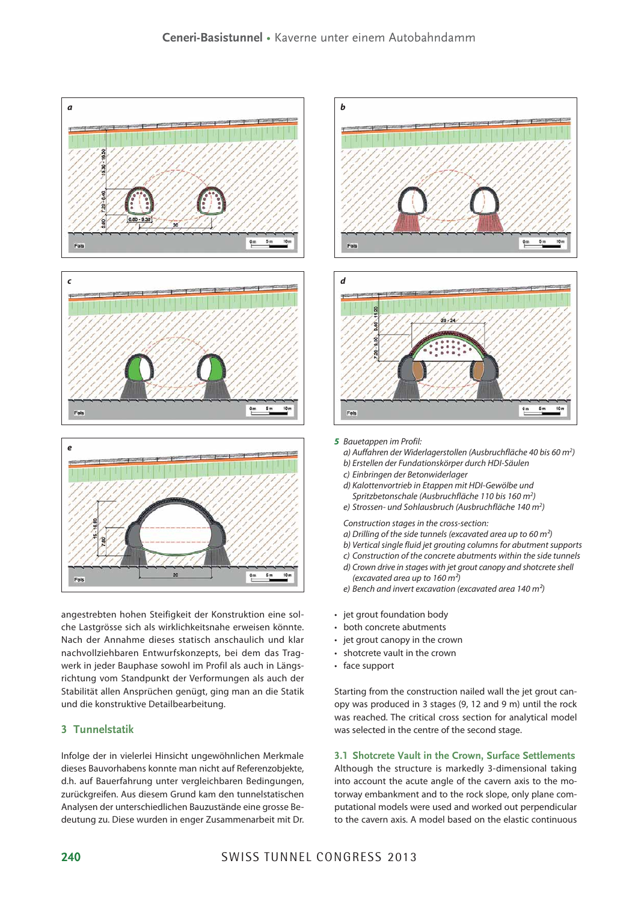**5** *Bauetappen im Profil:*
*a) Auffahren der Widerlagerstollen (Ausbruchfläche 40 bis 60 m²)*
*b) Erstellen der Fundationskörper durch HDI-Säulen*
*c) Einbringen der Betonwiderlager*
*d) Kalottenvortrieb in Etappen mit HDI-Gewölbe und Spritzbetonschale (Ausbruchfläche 110 bis 160 m²)*
*e) Strossen- und Sohlausbruch (Ausbruchfläche 140 m²)*

*Construction stages in the cross-section:*
*a) Drilling of the side tunnels (excavated area up to 60 m²)*
*b) Vertical single fluid jet grouting columns for abutment supports*
*c) Construction of the concrete abutments within the side tunnels*
*d) Crown drive in stages with jet grout canopy and shotcrete shell (excavated area up to 160 m²)*
*e) Bench and invert excavation (excavated area 140 m²)*

angestrebten hohen Steifigkeit der Konstruktion eine solche Lastgrösse sich als wirklichkeitsnahe erweisen könnte. Nach der Annahme dieses statisch anschaulich und klar nachvollziehbaren Entwurfskonzepts, bei dem das Tragwerk in jeder Bauphase sowohl im Profil als auch in Längsrichtung vom Standpunkt der Verformungen als auch der Stabilität allen Ansprüchen genügt, ging man an die Statik und die konstruktive Detailbearbeitung.

## 3 Tunnelstatik

Infolge der in vielerlei Hinsicht ungewöhnlichen Merkmale dieses Bauvorhabens konnte man nicht auf Referenzobjekte, d.h. auf Bauerfahrung unter vergleichbaren Bedingungen, zurückgreifen. Aus diesem Grund kam den tunnelstatischen Analysen der unterschiedlichen Bauzustände eine grosse Bedeutung zu. Diese wurden in enger Zusammenarbeit mit Dr.

- jet grout foundation body
- both concrete abutments
- jet grout canopy in the crown
- shotcrete vault in the crown
- face support

Starting from the construction nailed wall the jet grout canopy was produced in 3 stages (9, 12 and 9 m) until the rock was reached. The critical cross section for analytical model was selected in the centre of the second stage.

### 3.1 Shotcrete Vault in the Crown, Surface Settlements

Although the structure is markedly 3-dimensional taking into account the acute angle of the cavern axis to the motorway embankment and to the rock slope, only plane computational models were used and worked out perpendicular to the cavern axis. A model based on the elastic continuous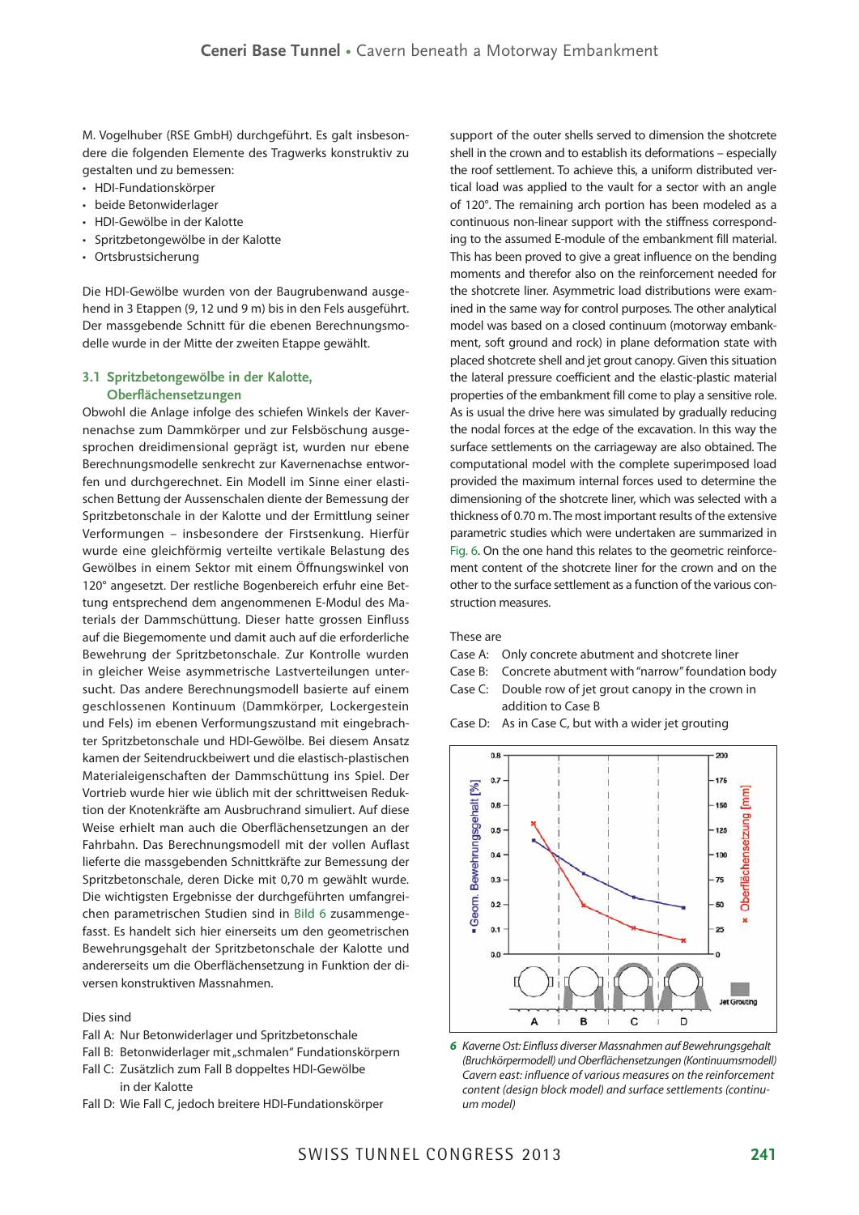M. Vogelhuber (RSE GmbH) durchgeführt. Es galt insbesondere die folgenden Elemente des Tragwerks konstruktiv zu gestalten und zu bemessen:

- HDI-Fundationskörper
- beide Betonwiderlager
- HDI-Gewölbe in der Kalotte
- Spritzbetongewölbe in der Kalotte
- Ortsbrustsicherung

Die HDI-Gewölbe wurden von der Baugrubenwand ausgehend in 3 Etappen (9, 12 und 9 m) bis in den Fels ausgeführt. Der massgebende Schnitt für die ebenen Berechnungsmodelle wurde in der Mitte der zweiten Etappe gewählt.

### 3.1 Spritzbetongewölbe in der Kalotte, Oberflächensetzungen

Obwohl die Anlage infolge des schiefen Winkels der Kavernenachse zum Dammkörper und zur Felsböschung ausgesprochen dreidimensional geprägt ist, wurden nur ebene Berechnungsmodelle senkrecht zur Kavernenachse entworfen und durchgerechnet. Ein Modell im Sinne einer elastischen Bettung der Aussenschalen diente der Bemessung der Spritzbetonschale in der Kalotte und der Ermittlung seiner Verformungen – insbesondere der Firstsenkung. Hierfür wurde eine gleichförmig verteilte vertikale Belastung des Gewölbes in einem Sektor mit einem Öffnungswinkel von 120° angesetzt. Der restliche Bogenbereich erfuhr eine Bettung entsprechend dem angenommenen E-Modul des Materials der Dammschüttung. Dieser hatte grossen Einfluss auf die Biegemomente und damit auch auf die erforderliche Bewehrung der Spritzbetonschale. Zur Kontrolle wurden in gleicher Weise asymmetrische Lastverteilungen untersucht. Das andere Berechnungsmodell basierte auf einem geschlossenen Kontinuum (Dammkörper, Lockergestein und Fels) im ebenen Verformungszustand mit eingebrachter Spritzbetonschale und HDI-Gewölbe. Bei diesem Ansatz kamen der Seitendruckbeiwert und die elastisch-plastischen Materialeigenschaften der Dammschüttung ins Spiel. Der Vortrieb wurde hier wie üblich mit der schrittweisen Reduktion der Knotenkräfte am Ausbruchrand simuliert. Auf diese Weise erhielt man auch die Oberflächensetzungen an der Fahrbahn. Das Berechnungsmodell mit der vollen Auflast lieferte die massgebenden Schnittkräfte zur Bemessung der Spritzbetonschale, deren Dicke mit 0,70 m gewählt wurde. Die wichtigsten Ergebnisse der durchgeführten umfangreichen parametrischen Studien sind in Bild 6 zusammengefasst. Es handelt sich hier einerseits um den geometrischen Bewehrungsgehalt der Spritzbetonschale der Kalotte und andererseits um die Oberflächensetzung in Funktion der diversen konstruktiven Massnahmen.

Dies sind

Fall A: Nur Betonwiderlager und Spritzbetonschale
Fall B: Betonwiderlager mit „schmalen" Fundationskörpern
Fall C: Zusätzlich zum Fall B doppeltes HDI-Gewölbe in der Kalotte
Fall D: Wie Fall C, jedoch breitere HDI-Fundationskörper

support of the outer shells served to dimension the shotcrete shell in the crown and to establish its deformations – especially the roof settlement. To achieve this, a uniform distributed vertical load was applied to the vault for a sector with an angle of 120°. The remaining arch portion has been modeled as a continuous non-linear support with the stiffness corresponding to the assumed E-module of the embankment fill material. This has been proved to give a great influence on the bending moments and therefor also on the reinforcement needed for the shotcrete liner. Asymmetric load distributions were examined in the same way for control purposes. The other analytical model was based on a closed continuum (motorway embankment, soft ground and rock) in plane deformation state with placed shotcrete shell and jet grout canopy. Given this situation the lateral pressure coefficient and the elastic-plastic material properties of the embankment fill come to play a sensitive role. As is usual the drive here was simulated by gradually reducing the nodal forces at the edge of the excavation. In this way the surface settlements on the carriageway are also obtained. The computational model with the complete superimposed load provided the maximum internal forces used to determine the dimensioning of the shotcrete liner, which was selected with a thickness of 0.70 m. The most important results of the extensive parametric studies which were undertaken are summarized in Fig. 6. On the one hand this relates to the geometric reinforcement content of the shotcrete liner to the crown and on the other to the surface settlement as a function of the various construction measures.

These are

Case A: Only concrete abutment and shotcrete liner
Case B: Concrete abutment with "narrow" foundation body
Case C: Double row of jet grout canopy in the crown in addition to Case B
Case D: As in Case C, but with a wider jet grouting

*6 Kaverne Ost: Einfluss diverser Massnahmen auf Bewehrungsgehalt (Bruchkörpermodell) und Oberflächensetzungen (Kontinuumsmodell)*
*Cavern east: influence of various measures on the reinforcement content (design block model) and surface settlements (continuum model)*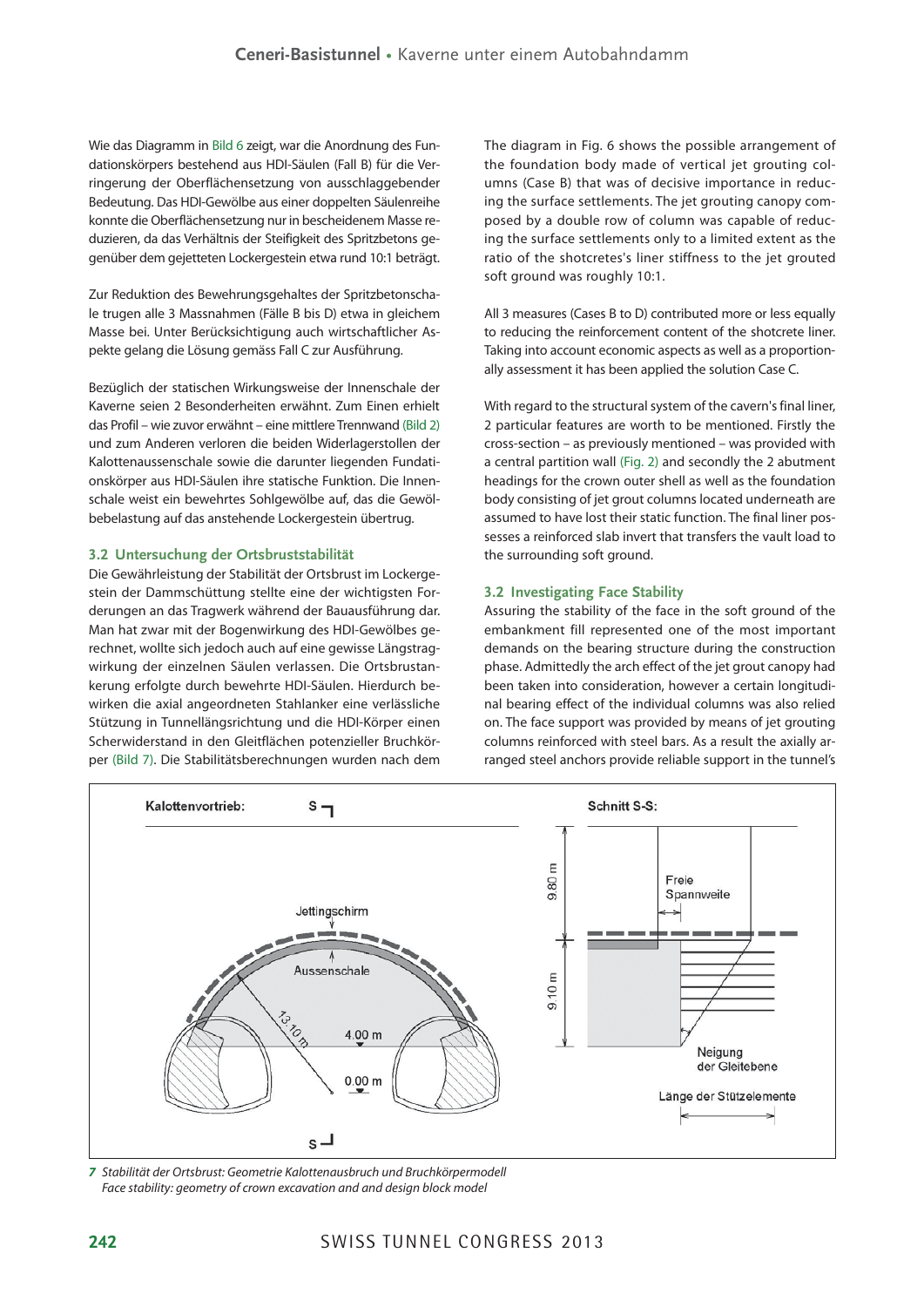Wie das Diagramm in Bild 6 zeigt, war die Anordnung des Fundationskörpers bestehend aus HDI-Säulen (Fall B) für die Verringerung der Oberflächensetzung von ausschlaggebender Bedeutung. Das HDI-Gewölbe aus einer doppelten Säulenreihe konnte die Oberflächensetzung nur in bescheidenem Masse reduzieren, da das Verhältnis der Steifigkeit des Spritzbetons gegenüber dem gejetteten Lockergestein etwa rund 10:1 beträgt.

Zur Reduktion des Bewehrungsgehaltes der Spritzbetonschale trugen alle 3 Massnahmen (Fälle B bis D) etwa in gleichem Masse bei. Unter Berücksichtigung auch wirtschaftlicher Aspekte gelang die Lösung gemäss Fall C zur Ausführung.

Bezüglich der statischen Wirkungsweise der Innenschale der Kaverne seien 2 Besonderheiten erwähnt. Zum Einen erhielt das Profil – wie zuvor erwähnt – eine mittlere Trennwand (Bild 2) und zum Anderen verloren die beiden Widerlagerstollen der Kalottenaussenschale sowie die darunter liegenden Fundationskörper aus HDI-Säulen ihre statische Funktion. Die Innenschale weist ein bewehrtes Sohlgewölbe auf, das die Gewölbebelastung auf das anstehende Lockergestein übertrug.

### 3.2 Untersuchung der Ortsbruststabilität

Die Gewährleistung der Stabilität der Ortsbrust im Lockergestein der Dammschüttung stellte eine der wichtigsten Forderungen an das Tragwerk während der Bauausführung dar. Man hat zwar mit der Bogenwirkung des HDI-Gewölbes gerechnet, wollte sich jedoch auch auf eine gewisse Längstragwirkung der einzelnen Säulen verlassen. Die Ortsbrustankerung erfolgte durch bewehrte HDI-Säulen. Hierdurch bewirken die axial angeordneten Stahlanker eine verlässliche Stützung in Tunnellängsrichtung und die HDI-Körper einen Scherwiderstand in den Gleitflächen potenzieller Bruchkörper (Bild 7). Die Stabilitätsberechnungen wurden nach dem

The diagram in Fig. 6 shows the possible arrangement of the foundation body made of vertical jet grouting columns (Case B) that was of decisive importance in reducing the surface settlements. The jet grouting canopy composed by a double row of column was capable of reducing the surface settlements only to a limited extent as the ratio of the shotcretes's liner stiffness to the jet grouted soft ground was roughly 10:1.

All 3 measures (Cases B to D) contributed more or less equally to reducing the reinforcement content of the shotcrete liner. Taking into account economic aspects as well as a proportionally assessment it has been applied the solution Case C.

With regard to the structural system of the cavern's final liner, 2 particular features are worth to be mentioned. Firstly the cross-section – as previously mentioned – was provided with a central partition wall (Fig. 2) and secondly the 2 abutment headings for the crown outer shell as well as the foundation body consisting of jet grout columns located underneath are assumed to have lost their static function. The final liner possesses a reinforced slab invert that transfers the vault load to the surrounding soft ground.

### 3.2 Investigating Face Stability

Assuring the stability of the face in the soft ground of the embankment fill represented one of the most important demands on the bearing structure during the construction phase. Admittedly the arch effect of the jet grout canopy had been taken into consideration, however a certain longitudinal bearing effect of the individual columns was also relied on. The face support was provided by means of jet grouting columns reinforced with steel bars. As a result the axially arranged steel anchors provide reliable support in the tunnel's

*7 Stabilität der Ortsbrust: Geometrie Kalottenausbruch und Bruchkörpermodell*
*Face stability: geometry of crown excavation and and design block model*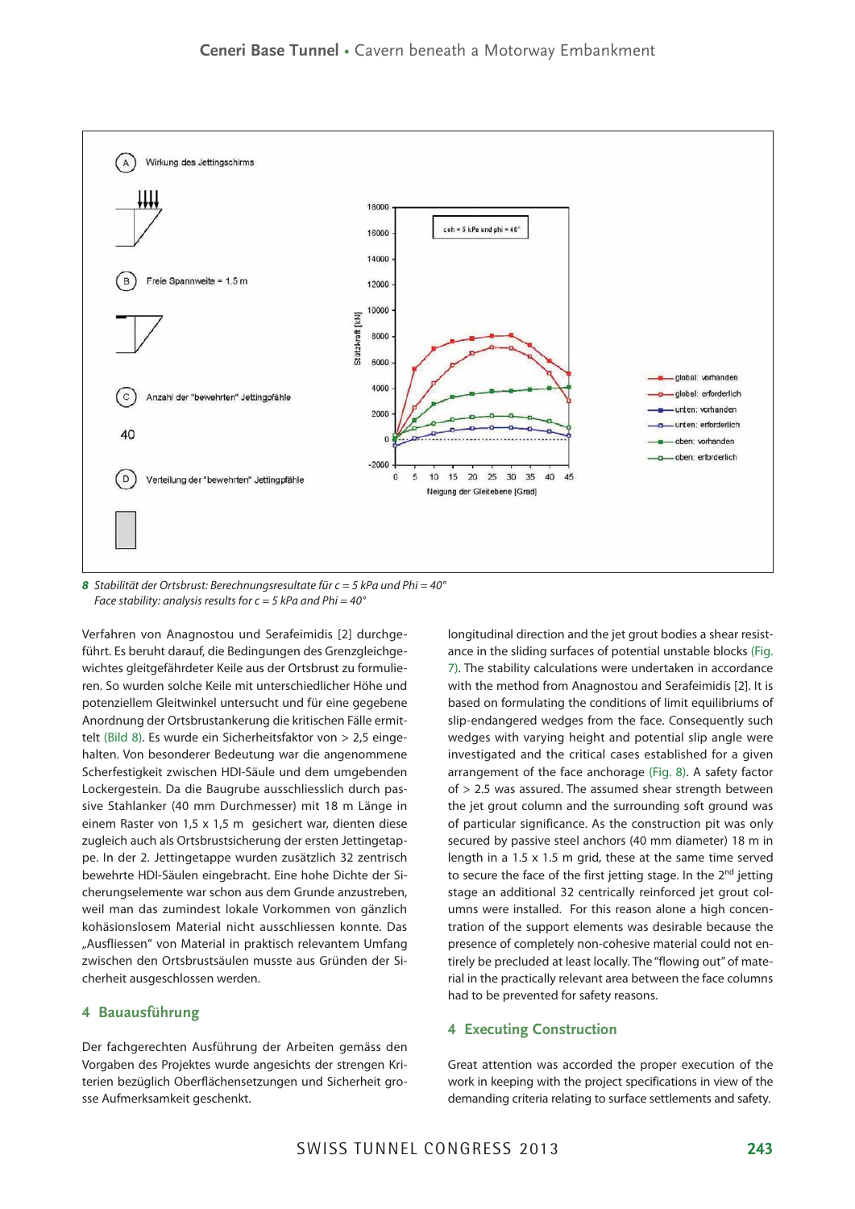8 *Stabilität der Ortsbrust: Berechnungsresultate für c = 5 kPa und Phi = 40°*
*Face stability: analysis results for c = 5 kPa and Phi = 40°*

Verfahren von Anagnostou und Serafeimidis [2] durchgeführt. Es beruht darauf, die Bedingungen des Grenzgleichgewichtes gleitgefährdeter Keile aus der Ortsbrust zu formulieren. So wurden solche Keile mit unterschiedlicher Höhe und potenziellem Gleitwinkel untersucht und für eine gegebene Anordnung der Ortsbrustankerung die kritischen Fälle ermittelt (Bild 8). Es wurde ein Sicherheitsfaktor von > 2,5 eingehalten. Von besonderer Bedeutung war die angenommene Scherfestigkeit zwischen HDI-Säule und dem umgebenden Lockergestein. Da die Baugrube ausschliesslich durch passive Stahlanker (40 mm Durchmesser) mit 18 m Länge in einem Raster von 1,5 x 1,5 m gesichert war, dienten diese zugleich auch als Ortsbrustsicherung der ersten Jettingetappe. In der 2. Jettingetappe wurden zusätzlich 32 zentrisch bewehrte HDI-Säulen eingebracht. Eine hohe Dichte der Sicherungselemente war schon aus dem Grunde anzustreben, weil man das zumindest lokale Vorkommen von gänzlich kohäsionslosem Material nicht ausschliessen konnte. Das „Ausfliessen" von Material in praktisch relevantem Umfang zwischen den Ortsbrustsäulen musste aus Gründen der Sicherheit ausgeschlossen werden.

## 4 Bauausführung

Der fachgerechten Ausführung der Arbeiten gemäss den Vorgaben des Projektes wurde angesichts der strengen Kriterien bezüglich Oberflächensetzungen und Sicherheit grosse Aufmerksamkeit geschenkt.

longitudinal direction and the jet grout bodies a shear resistance in the sliding surfaces of potential unstable blocks (Fig. 7). The stability calculations were undertaken in accordance with the method from Anagnostou and Serafeimidis [2]. It is based on formulating the conditions of limit equilibriums of slip-endangered wedges from the face. Consequently such wedges with varying height and potential slip angle were investigated and the critical cases established for a given arrangement of the face anchorage (Fig. 8). A safety factor of > 2.5 was assured. The assumed shear strength between the jet grout column and the surrounding soft ground was of particular significance. As the construction pit was only secured by passive steel anchors (40 mm diameter) 18 m in length in a 1.5 x 1.5 m grid, these at the same time served to secure the face of the first jetting stage. In the 2nd jetting stage an additional 32 centrically reinforced jet grout columns were installed. For this reason alone a high concentration of the support elements was desirable because the presence of completely non-cohesive material could not entirely be precluded at least locally. The "flowing out" of material in the practically relevant area between the face columns had to be prevented for safety reasons.

## 4 Executing Construction

Great attention was accorded the proper execution of the work in keeping with the project specifications in view of the demanding criteria relating to surface settlements and safety.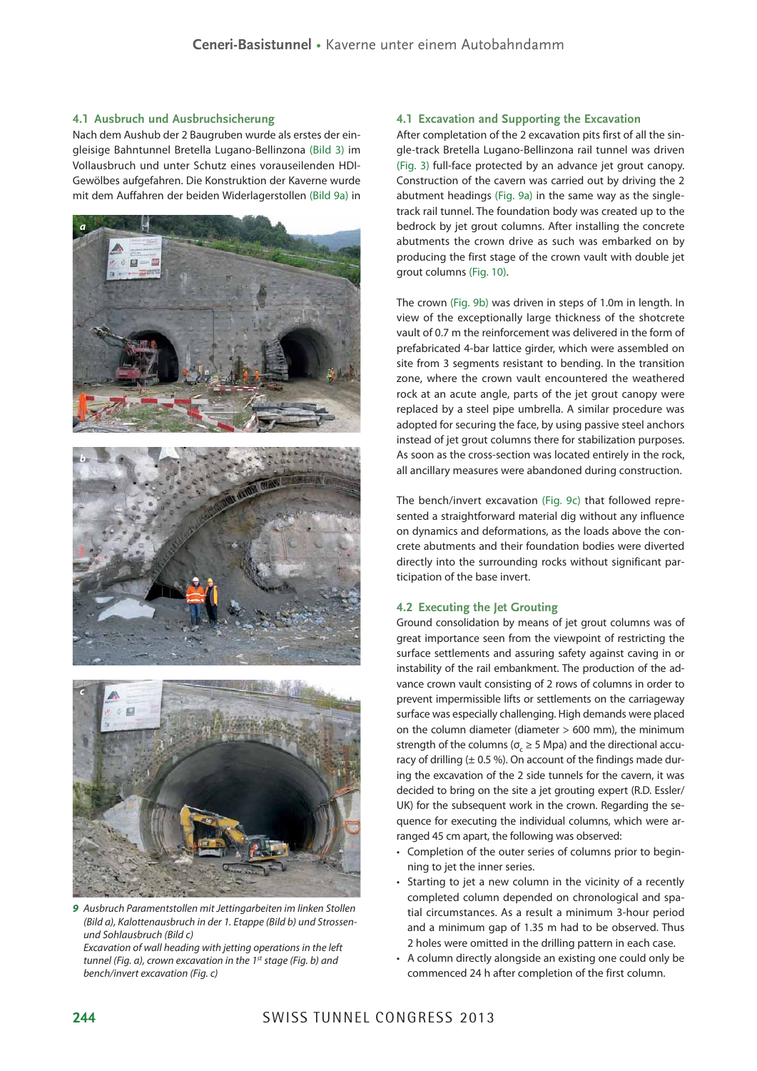### 4.1 Ausbruch und Ausbruchsicherung

Nach dem Aushub der 2 Baugruben wurde als erstes der eingleisige Bahntunnel Bretella Lugano-Bellinzona (Bild 3) im Vollausbruch und unter Schutz eines vorauseilenden HDI-Gewölbes aufgefahren. Die Konstruktion der Kaverne wurde mit dem Auffahren der beiden Widerlagerstollen (Bild 9a) in

*9 Ausbruch Paramentstollen mit Jettingarbeiten im linken Stollen (Bild a), Kalottenausbruch in der 1. Etappe (Bild b) und Strossen- und Sohlausbruch (Bild c)*
*Excavation of wall heading with jetting operations in the left tunnel (Fig. a), crown excavation in the 1st stage (Fig. b) and bench/invert excavation (Fig. c)*

### 4.1 Excavation and Supporting the Excavation

After completion of the 2 excavation pits first of all the single-track Bretella Lugano-Bellinzona rail tunnel was driven (Fig. 3) full-face protected by an advance jet grout canopy. Construction of the cavern was carried out by driving the 2 abutment headings (Fig. 9a) in the same way as the single-track rail tunnel. The foundation body was created up to the bedrock by jet grout columns. After installing the concrete abutments the crown drive as such was embarked on by producing the first stage of the crown vault with double jet grout columns (Fig. 10).

The crown (Fig. 9b) was driven in steps of 1.0m in length. In view of the exceptionally large thickness of the shotcrete vault of 0.7 m the reinforcement was delivered in the form of prefabricated 4-bar lattice girder, which were assembled on site from 3 segments resistant to bending. In the transition zone, where the crown vault encountered the weathered rock at an acute angle, parts of the jet grout canopy were replaced by a steel pipe umbrella. A similar procedure was adopted for securing the face, by using passive steel anchors instead of jet grout columns there for stabilization purposes. As soon as the cross-section was located entirely in the rock, all ancillary measures were abandoned during construction.

The bench/invert excavation (Fig. 9c) that followed represented a straightforward material dig without any influence on dynamics and deformations, as the loads above the concrete abutments and their foundation bodies were diverted directly into the surrounding rocks without significant participation of the base invert.

### 4.2 Executing the Jet Grouting

Ground consolidation by means of jet grout columns was of great importance seen from the viewpoint of restricting the surface settlements and assuring safety against caving in or instability of the rail embankment. The production of the advance crown vault consisting of 2 rows of columns in order to prevent impermissible lifts or settlements on the carriageway surface was especially challenging. High demands were placed on the column diameter (diameter > 600 mm), the minimum strength of the columns ($\sigma_c \geq 5$ Mpa) and the directional accuracy of drilling (± 0.5 %). On account of the findings made during the excavation of the 2 side tunnels for the cavern, it was decided to bring on the site a jet grouting expert (R.D. Essler/UK) for the subsequent work in the crown. Regarding the sequence for executing the individual columns, which were arranged 45 cm apart, the following was observed:

- Completion of the outer series of columns prior to beginning to jet the inner series.
- Starting to jet a new column in the vicinity of a recently completed column depended on chronological and spatial circumstances. As a result a minimum 3-hour period and a minimum gap of 1.35 m had to be observed. Thus 2 holes were omitted in the drilling pattern in each case.
- A column directly alongside an existing one could only be commenced 24 h after completion of the first column.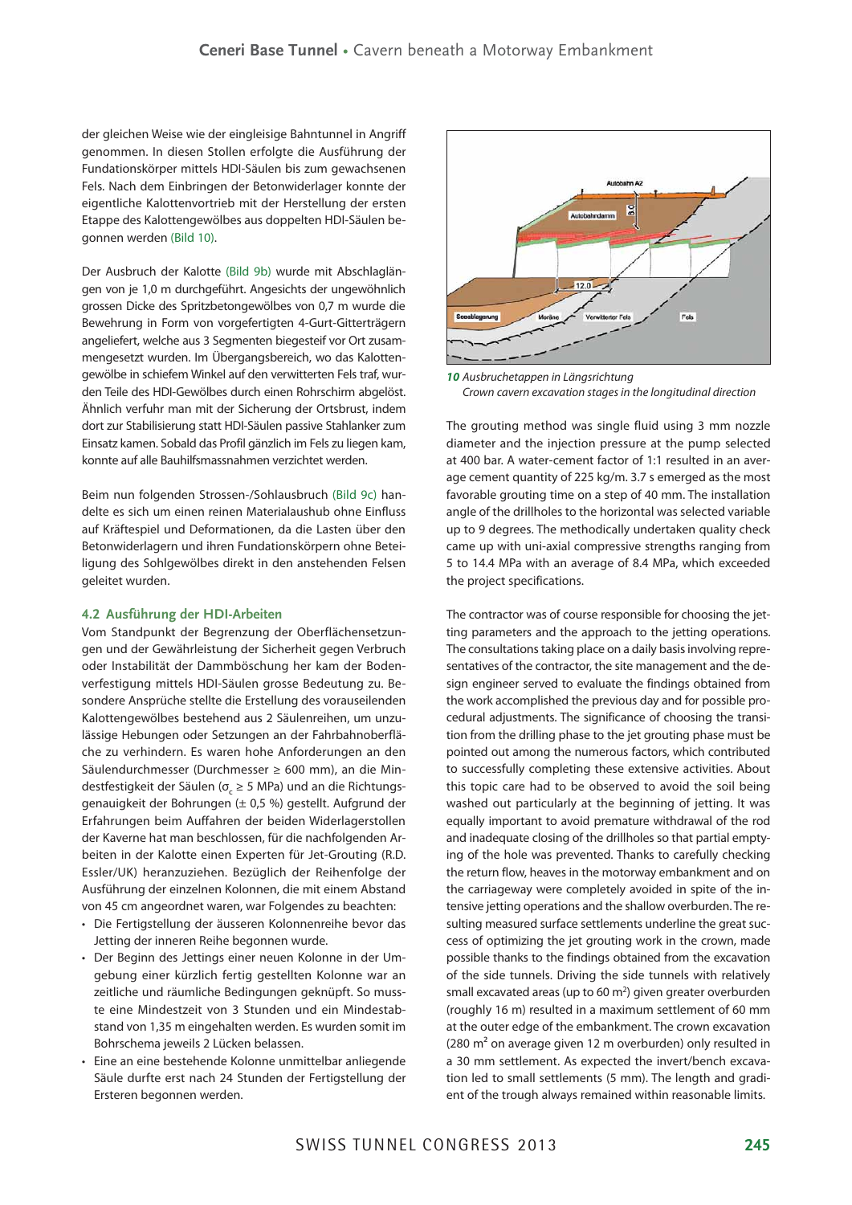der gleichen Weise wie der eingleisige Bahntunnel in Angriff genommen. In diesen Stollen erfolgte die Ausführung der Fundationskörper mittels HDI-Säulen bis zum gewachsenen Fels. Nach dem Einbringen der Betonwiderlager konnte der eigentliche Kalottenvortrieb mit der Herstellung der ersten Etappe des Kalottengewölbes aus doppelten HDI-Säulen begonnen werden (Bild 10).

Der Ausbruch der Kalotte (Bild 9b) wurde mit Abschlaglängen von je 1,0 m durchgeführt. Angesichts der ungewöhnlich grossen Dicke des Spritzbetongewölbes von 0,7 m wurde die Bewehrung in Form von vorgefertigten 4-Gurt-Gitterträgern angeliefert, welche aus 3 Segmenten biegesteif vor Ort zusammengesetzt wurden. Im Übergangsbereich, wo das Kalottengewölbe in schiefem Winkel auf den verwitterten Fels traf, wurden Teile des HDI-Gewölbes durch einen Rohrschirm abgelöst. Ähnlich verfuhr man mit der Sicherung der Ortsbrust, indem dort zur Stabilisierung statt HDI-Säulen passive Stahlanker zum Einsatz kamen. Sobald das Profil gänzlich im Fels zu liegen kam, konnte auf alle Bauhilfsmassnahmen verzichtet werden.

Beim nun folgenden Strossen-/Sohlausbruch (Bild 9c) handelte es sich um einen reinen Materialaushub ohne Einfluss auf Kräftespiel und Deformationen, da die Lasten über den Betonwiderlagern und ihren Fundationskörpern ohne Beteiligung des Sohlgewölbes direkt in den anstehenden Felsen geleitet wurden.

### 4.2 Ausführung der HDI-Arbeiten

Vom Standpunkt der Begrenzung der Oberflächensetzungen und der Gewährleistung der Sicherheit gegen Verbruch oder Instabilität der Dammböschung her kam der Bodenverfestigung mittels HDI-Säulen grosse Bedeutung zu. Besondere Ansprüche stellte die Erstellung des vorauseilenden Kalottengewölbes bestehend aus 2 Säulenreihen, um unzulässige Hebungen oder Setzungen an der Fahrbahnoberfläche zu verhindern. Es waren hohe Anforderungen an den Säulendurchmesser (Durchmesser ≥ 600 mm), an die Mindestfestigkeit der Säulen ($\sigma_c \geq 5$ MPa) und an die Richtungsgenauigkeit der Bohrungen (± 0,5 %) gestellt. Aufgrund der Erfahrungen beim Auffahren der beiden Widerlagerstollen der Kaverne hat man beschlossen, für die nachfolgenden Arbeiten in der Kalotte einen Experten für Jet-Grouting (R.D. Essler/UK) heranzuziehen. Bezüglich der Reihenfolge der Ausführung der einzelnen Kolonnen, die mit einem Abstand von 45 cm angeordnet waren, war Folgendes zu beachten:

- Die Fertigstellung der äusseren Kolonnenreihe bevor das Jetting der inneren Reihe begonnen wurde.
- Der Beginn des Jettings einer neuen Kolonne in der Umgebung einer kürzlich fertig gestellten Kolonne war an zeitliche und räumliche Bedingungen geknüpft. So musste eine Mindestzeit von 3 Stunden und ein Mindestabstand von 1,35 m eingehalten werden. Es wurden somit im Bohrschema jeweils 2 Lücken belassen.
- Eine an eine bestehende Kolonne unmittelbar anliegende Säule durfte erst nach 24 Stunden der Fertigstellung der Ersteren begonnen werden.

*10* *Ausbruchetappen in Längsrichtung*
*Crown cavern excavation stages in the longitudinal direction*

The grouting method was single fluid using 3 mm nozzle diameter and the injection pressure at the pump selected at 400 bar. A water-cement factor of 1:1 resulted in an average cement quantity of 225 kg/m. 3.7 s emerged as the most favorable grouting time on a step of 40 mm. The installation angle of the drillholes to the horizontal was selected variable up to 9 degrees. The methodically undertaken quality check came up with uni-axial compressive strengths ranging from 5 to 14.4 MPa with an average of 8.4 MPa, which exceeded the project specifications.

The contractor was of course responsible for choosing the jetting parameters and the approach to the jetting operations. The consultations taking place on a daily basis involving representatives of the contractor, the site management and the design engineer served to evaluate the findings obtained from the work accomplished the previous day and for possible procedural adjustments. The significance of choosing the transition from the drilling phase to the jet grouting phase must be pointed out among the numerous factors, which contributed to successfully completing these extensive activities. About this topic care had to be observed to avoid the soil being washed out particularly at the beginning of jetting. It was equally important to avoid premature withdrawal of the rod and inadequate closing of the drillholes so that partial emptying of the hole was prevented. Thanks to carefully checking the return flow, heaves in the motorway embankment and on the carriageway were completely avoided in spite of the intensive jetting operations and the shallow overburden. The resulting measured surface settlements underline the great success of optimizing the jet grouting work in the crown, made possible thanks to the findings obtained from the excavation of the side tunnels. Driving the side tunnels with relatively small excavated areas (up to 60 m²) given greater overburden (roughly 16 m) resulted in a maximum settlement of 60 mm at the outer edge of the embankment. The crown excavation (280 m² on average given 12 m overburden) only resulted in a 30 mm settlement. As expected the invert/bench excavation led to small settlements (5 mm). The length and gradient of the trough always remained within reasonable limits.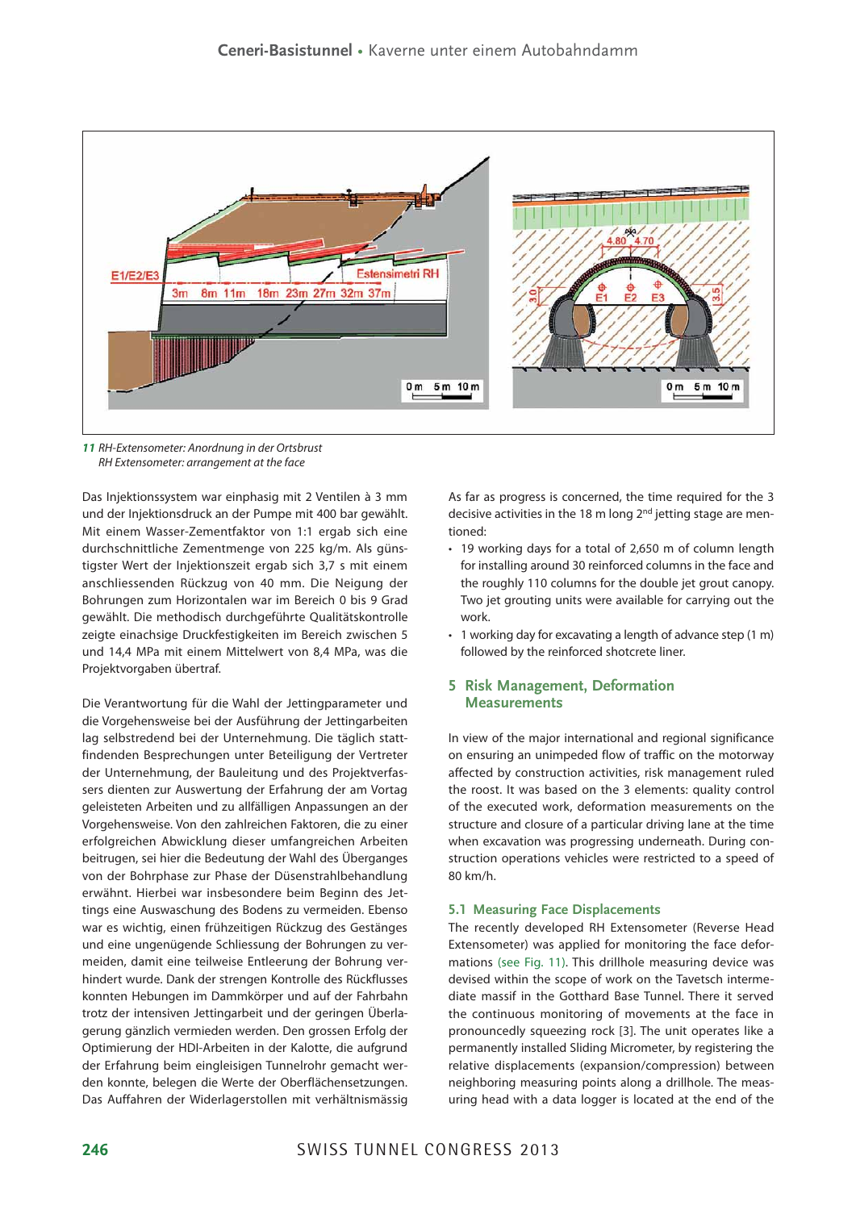**11** *RH-Extensometer: Anordnung in der Ortsbrust*
*RH Extensometer: arrangement at the face*

Das Injektionssystem war einphasig mit 2 Ventilen à 3 mm und der Injektionsdruck an der Pumpe mit 400 bar gewählt. Mit einem Wasser-Zementfaktor von 1:1 ergab sich eine durchschnittliche Zementmenge von 225 kg/m. Als günstigster Wert der Injektionszeit ergab sich 3,7 s mit einem anschliessenden Rückzug von 40 mm. Die Neigung der Bohrungen zum Horizontalen war im Bereich 0 bis 9 Grad gewählt. Die methodisch durchgeführte Qualitätskontrolle zeigte einachsige Druckfestigkeiten im Bereich zwischen 5 und 14,4 MPa mit einem Mittelwert von 8,4 MPa, was die Projektvorgaben übertraf.

Die Verantwortung für die Wahl der Jettingparameter und die Vorgehensweise bei der Ausführung der Jettingarbeiten lag selbstredend bei der Unternehmung. Die täglich stattfindenden Besprechungen unter Beteiligung der Vertreter der Unternehmung, der Bauleitung und des Projektverfassers dienten zur Auswertung der Erfahrung der am Vortag geleisteten Arbeiten und zu allfälligen Anpassungen an der Vorgehensweise. Von den zahlreichen Faktoren, die zu einer erfolgreichen Abwicklung dieser umfangreichen Arbeiten beitrugen, sei hier die Bedeutung der Wahl des Überganges von der Bohrphase zur Phase der Düsenstrahlbehandlung erwähnt. Hierbei war insbesondere beim Beginn des Jettings eine Auswaschung des Bodens zu vermeiden. Ebenso war es wichtig, einen frühzeitigen Rückzug des Gestänges und eine ungenügende Schliessung der Bohrungen zu vermeiden, damit eine teilweise Entleerung der Bohrung verhindert wurde. Dank der strengen Kontrolle des Rückflusses konnten Hebungen im Dammkörper und auf der Fahrbahn trotz der intensiven Jettingarbeit und der geringen Überlagerung gänzlich vermieden werden. Den grossen Erfolg der Optimierung der HDI-Arbeiten in der Kalotte, die aufgrund der Erfahrung beim eingleisigen Tunnelrohr gemacht werden konnte, belegen die Werte der Oberflächensetzungen. Das Auffahren der Widerlagerstollen mit verhältnismässig

As far as progress is concerned, the time required for the 3 decisive activities in the 18 m long 2nd jetting stage are mentioned:

- 19 working days for a total of 2,650 m of column length for installing around 30 reinforced columns in the face and the roughly 110 columns for the double jet grout canopy. Two jet grouting units were available for carrying out the work.
- 1 working day for excavating a length of advance step (1 m) followed by the reinforced shotcrete liner.

## 5 Risk Management, Deformation Measurements

In view of the major international and regional significance on ensuring an unimpeded flow of traffic on the motorway affected by construction activities, risk management ruled the roost. It was based on the 3 elements: quality control of the executed work, deformation measurements on the structure and closure of a particular driving lane at the time when excavation was progressing underneath. During construction operations vehicles were restricted to a speed of 80 km/h.

### 5.1 Measuring Face Displacements

The recently developed RH Extensometer (Reverse Head Extensometer) was applied for monitoring the face deformations (see Fig. 11). This drillhole measuring device was devised within the scope of work on the Tavetsch intermediate massif in the Gotthard Base Tunnel. There it served the continuous monitoring of movements at the face in pronouncedly squeezing rock [3]. The unit operates like a permanently installed Sliding Micrometer, by registering the relative displacements (expansion/compression) between neighboring measuring points along a drillhole. The measuring head with a data logger is located at the end of the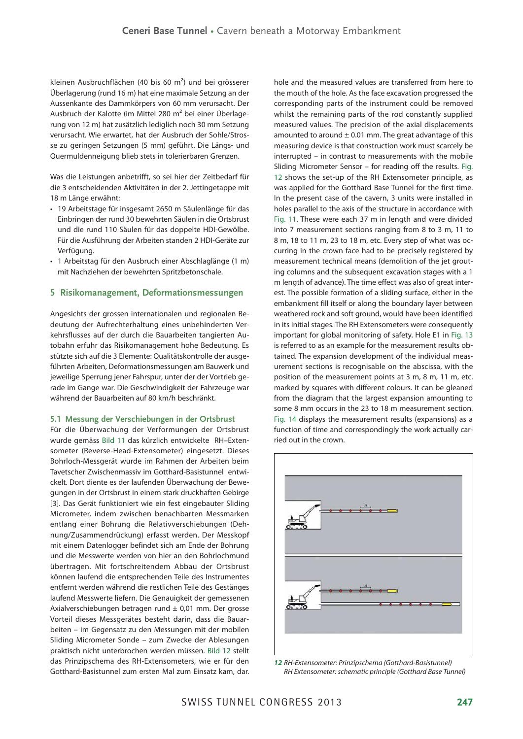kleinen Ausbruchflächen (40 bis 60 m²) und bei grösserer Überlagerung (rund 16 m) hat eine maximale Setzung an der Aussenkante des Dammkörpers von 60 mm verursacht. Der Ausbruch der Kalotte (im Mittel 280 m² bei einer Überlagerung von 12 m) hat zusätzlich lediglich noch 30 mm Setzung verursacht. Wie erwartet, hat der Ausbruch der Sohle/Strosse zu geringen Setzungen (5 mm) geführt. Die Längs- und Quermuldenneigung blieb stets in tolerierbaren Grenzen.

Was die Leistungen anbetrifft, so sei hier der Zeitbedarf für die 3 entscheidenden Aktivitäten in der 2. Jettingetappe mit 18 m Länge erwähnt:

- 19 Arbeitstage für insgesamt 2650 m Säulenlänge für das Einbringen der rund 30 bewehrten Säulen in die Ortsbrust und die rund 110 Säulen für das doppelte HDI-Gewölbe. Für die Ausführung der Arbeiten standen 2 HDI-Geräte zur Verfügung.
- 1 Arbeitstag für den Ausbruch einer Abschlaglänge (1 m) mit Nachziehen der bewehrten Spritzbetonschale.

## 5 Risikomanagement, Deformationsmessungen

Angesichts der grossen internationalen und regionalen Bedeutung der Aufrechterhaltung eines unbehinderten Verkehrsflusses auf der durch die Bauarbeiten tangierten Autobahn erfuhr das Risikomanagement hohe Bedeutung. Es stützte sich auf die 3 Elemente: Qualitätskontrolle der ausgeführten Arbeiten, Deformationsmessungen am Bauwerk und jeweilige Sperrung jener Fahrspur, unter der der Vortrieb gerade im Gange war. Die Geschwindigkeit der Fahrzeuge war während der Bauarbeiten auf 80 km/h beschränkt.

### 5.1 Messung der Verschiebungen in der Ortsbrust

Für die Überwachung der Verformungen der Ortsbrust wurde gemäss Bild 11 das kürzlich entwickelte RH–Extensometer (Reverse-Head-Extensometer) eingesetzt. Dieses Bohrloch-Messgerät wurde im Rahmen der Arbeiten beim Tavetscher Zwischenmassiv im Gotthard-Basistunnel entwickelt. Dort diente es der laufenden Überwachung der Bewegungen in der Ortsbrust in einem stark druckhaften Gebirge [3]. Das Gerät funktioniert wie ein fest eingebauter Sliding Micrometer, indem zwischen benachbarten Messmarken entlang einer Bohrung die Relativverschiebungen (Dehnung/Zusammendrückung) erfasst werden. Der Messkopf mit einem Datenlogger befindet sich am Ende der Bohrung und die Messwerte werden von hier an den Bohrlochmund übertragen. Mit fortschreitendem Abbau der Ortsbrust können laufend die entsprechenden Teile des Instrumentes entfernt werden während die restlichen Teile des Gestänges laufend Messwerte liefern. Die Genauigkeit der gemessenen Axialverschiebungen betragen rund ± 0,01 mm. Der grosse Vorteil dieses Messgerätes besteht darin, dass die Bauarbeiten – im Gegensatz zu den Messungen mit der mobilen Sliding Micrometer Sonde – zum Zwecke der Ablesungen praktisch nicht unterbrochen werden müssen. Bild 12 stellt das Prinzipschema des RH-Extensometers, wie er für den Gotthard-Basistunnel zum ersten Mal zum Einsatz kam, dar.

hole and the measured values are transferred from here to the mouth of the hole. As the face excavation progressed the corresponding parts of the instrument could be removed whilst the remaining parts of the rod constantly supplied measured values. The precision of the axial displacements amounted to around ± 0.01 mm. The great advantage of this measuring device is that construction work must scarcely be interrupted – in contrast to measurements with the mobile Sliding Micrometer Sensor – for reading off the results. Fig. 12 shows the set-up of the RH Extensometer principle, as was applied for the Gotthard Base Tunnel for the first time. In the present case of the cavern, 3 units were installed in holes parallel to the axis of the structure in accordance with Fig. 11. These were each 37 m in length and were divided into 7 measurement sections ranging from 8 to 3 m, 11 to 8 m, 18 to 11 m, 23 to 18 m, etc. Every step of what was occurring in the crown face had to be precisely registered by measurement technical means (demolition of the jet grouting columns and the subsequent excavation stages with a 1 m length of advance). The time effect was also of great interest. The possible formation of a sliding surface, either in the embankment fill itself or along the boundary layer between weathered rock and soft ground, would have been identified in its initial stages. The RH Extensometers were consequently important for global monitoring of safety. Hole E1 in Fig. 13 is referred to as an example for the measurement results obtained. The expansion development of the individual measurement sections is recognisable on the abscissa, with the position of the measurement points at 3 m, 8 m, 11 m, etc. marked by squares with different colours. It can be gleaned from the diagram that the largest expansion amounting to some 8 mm occurs in the 23 to 18 m measurement section. Fig. 14 displays the measurement results (expansions) as a function of time and correspondingly the work actually carried out in the crown.

*12 RH-Extensometer: Prinzipschema (Gotthard-Basistunnel)*
*RH Extensometer: schematic principle (Gotthard Base Tunnel)*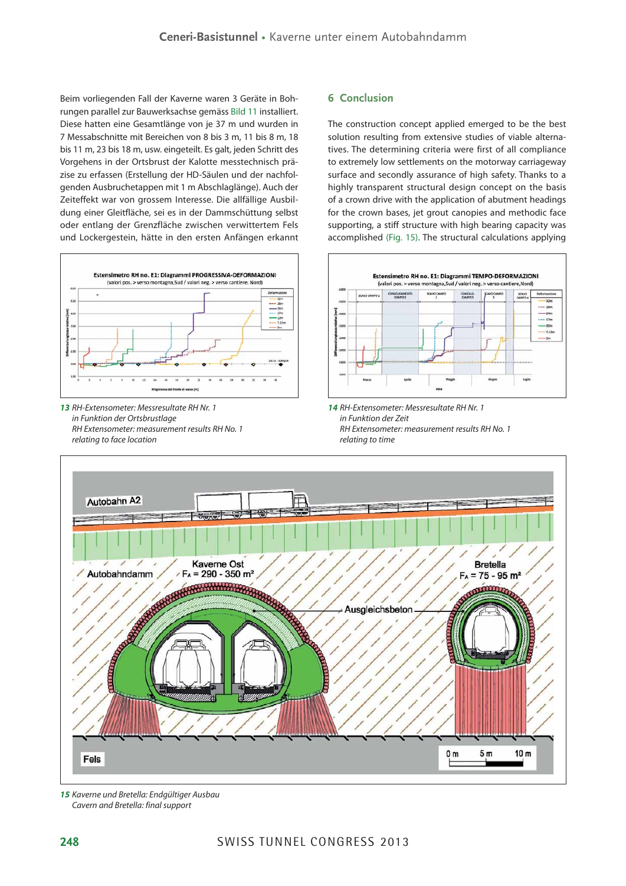Beim vorliegenden Fall der Kaverne waren 3 Geräte in Bohrungen parallel zur Bauwerksachse gemäss Bild 11 installiert. Diese hatten eine Gesamtlänge von je 37 m und wurden in 7 Messabschnitte mit Bereichen von 8 bis 3 m, 11 bis 8 m, 18 bis 11 m, 23 bis 18 m, usw. eingeteilt. Es galt, jeden Schritt des Vorgehens in der Ortsbrust der Kalotte messtechnisch präzise zu erfassen (Erstellung der HD-Säulen und der nachfolgenden Ausbruchetappen mit 1 m Abschlaglänge). Auch der Zeiteffekt war von grossem Interesse. Die allfällige Ausbildung einer Gleitfläche, sei es in der Dammschüttung selbst oder entlang der Grenzfläche zwischen verwittertem Fels und Lockergestein, hätte in den ersten Anfängen erkannt

**13** *RH-Extensometer: Messresultate RH Nr. 1 in Funktion der Ortsbrustlage*
*RH Extensometer: measurement results RH No. 1 relating to face location*

## 6 Conclusion

The construction concept applied emerged to be the best solution resulting from extensive studies of viable alternatives. The determining criteria were first of all compliance to extremely low settlements on the motorway carriageway surface and secondly assurance of high safety. Thanks to a highly transparent structural design concept on the basis of a crown drive with the application of abutment headings for the crown bases, jet grout canopies and methodic face supporting, a stiff structure with high bearing capacity was accomplished (Fig. 15). The structural calculations applying

**14** *RH-Extensometer: Messresultate RH Nr. 1 in Funktion der Zeit*
*RH Extensometer: measurement results RH No. 1 relating to time*

**15** *Kaverne und Bretella: Endgültiger Ausbau*
*Cavern and Bretella: final support*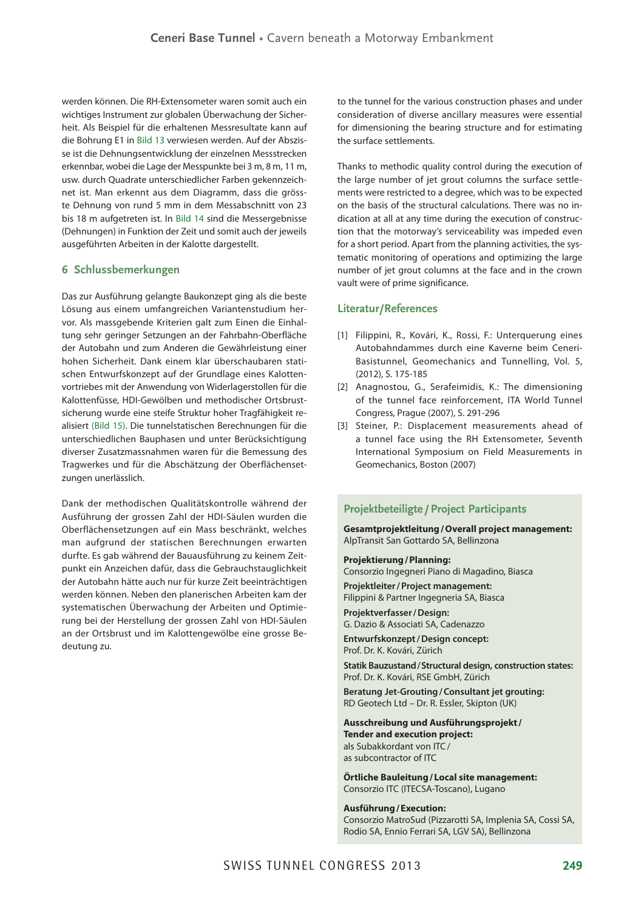werden können. Die RH-Extensometer waren somit auch ein wichtiges Instrument zur globalen Überwachung der Sicherheit. Als Beispiel für die erhaltenen Messresultate kann auf die Bohrung E1 in Bild 13 verwiesen werden. Auf der Abszisse ist die Dehnungsentwicklung der einzelnen Messstrecken erkennbar, wobei die Lage der Messpunkte bei 3 m, 8 m, 11 m, usw. durch Quadrate unterschiedlicher Farben gekennzeichnet ist. Man erkennt aus dem Diagramm, dass die grösste Dehnung von rund 5 mm in dem Messabschnitt von 23 bis 18 m aufgetreten ist. In Bild 14 sind die Messergebnisse (Dehnungen) in Funktion der Zeit und somit auch der jeweils ausgeführten Arbeiten in der Kalotte dargestellt.

## 6 Schlussbemerkungen

Das zur Ausführung gelangte Baukonzept ging als die beste Lösung aus einem umfangreichen Variantenstudium hervor. Als massgebende Kriterien galt zum Einen die Einhaltung sehr geringer Setzungen an der Fahrbahn-Oberfläche der Autobahn und zum Anderen die Gewährleistung einer hohen Sicherheit. Dank einem klar überschaubaren statischen Entwurfskonzept auf der Grundlage eines Kalottenvortriebes mit der Anwendung von Widerlagerstollen für die Kalottenfüsse, HDI-Gewölben und methodischer Ortsbrustsicherung wurde eine steife Struktur hoher Tragfähigkeit realisiert (Bild 15). Die tunnelstatischen Berechnungen für die unterschiedlichen Bauphasen und unter Berücksichtigung diverser Zusatzmassnahmen waren für die Bemessung des Tragwerkes und für die Abschätzung der Oberflächensetzungen unerlässlich.

Dank der methodischen Qualitätskontrolle während der Ausführung der grossen Zahl der HDI-Säulen wurden die Oberflächensetzungen auf ein Mass beschränkt, welches man aufgrund der statischen Berechnungen erwarten durfte. Es gab während der Bauausführung zu keinem Zeitpunkt ein Anzeichen dafür, dass die Gebrauchstauglichkeit der Autobahn hätte auch nur für kurze Zeit beeinträchtigen werden können. Neben den planerischen Arbeiten kam der systematischen Überwachung der Arbeiten und Optimierung bei der Herstellung der grossen Zahl von HDI-Säulen an der Ortsbrust und im Kalottengewölbe eine grosse Bedeutung zu.

to the tunnel for the various construction phases and under consideration of diverse ancillary measures were essential for dimensioning the bearing structure and for estimating the surface settlements.

Thanks to methodic quality control during the execution of the large number of jet grout columns the surface settlements were restricted to a degree, which was to be expected on the basis of the structural calculations. There was no indication at all at any time during the execution of construction that the motorway's serviceability was impeded even for a short period. Apart from the planning activities, the systematic monitoring of operations and optimizing the large number of jet grout columns at the face and in the crown vault were of prime significance.

## Literatur/References

[1] Filippini, R., Kovári, K., Rossi, F.: Unterquerung eines Autobahndammes durch eine Kaverne beim Ceneri-Basistunnel, Geomechanics and Tunnelling, Vol. 5, (2012), S. 175-185

[2] Anagnostou, G., Serafeimidis, K.: The dimensioning of the tunnel face reinforcement, ITA World Tunnel Congress, Prague (2007), S. 291-296

[3] Steiner, P.: Displacement measurements ahead of a tunnel face using the RH Extensometer, Seventh International Symposium on Field Measurements in Geomechanics, Boston (2007)

## Projektbeteiligte / Project Participants

**Gesamtprojektleitung / Overall project management:**
AlpTransit San Gottardo SA, Bellinzona

**Projektierung / Planning:**
Consorzio Ingegneri Piano di Magadino, Biasca

**Projektleiter / Project management:**
Filippini & Partner Ingegneria SA, Biasca

**Projektverfasser / Design:**
G. Dazio & Associati SA, Cadenazzo

**Entwurfskonzept / Design concept:**
Prof. Dr. K. Kovári, Zürich

**Statik Bauzustand / Structural design, construction states:**
Prof. Dr. K. Kovári, RSE GmbH, Zürich

**Beratung Jet-Grouting / Consultant jet grouting:**
RD Geotech Ltd – Dr. R. Essler, Skipton (UK)

**Ausschreibung und Ausführungsprojekt / Tender and execution project:**
als Subakkordant von ITC / as subcontractor of ITC

**Örtliche Bauleitung / Local site management:**
Consorzio ITC (ITECSA-Toscano), Lugano

**Ausführung / Execution:**
Consorzio MatroSud (Pizzarotti SA, Implenia SA, Cossi SA, Rodio SA, Ennio Ferrari SA, LGV SA), Bellinzona